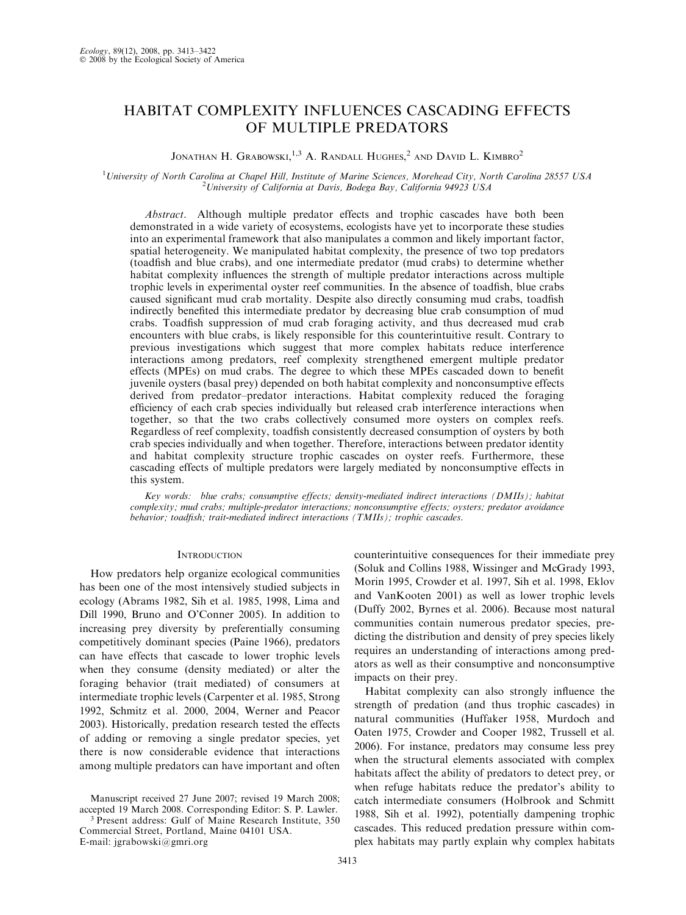# HABITAT COMPLEXITY INFLUENCES CASCADING EFFECTS OF MULTIPLE PREDATORS

Jonathan H. Grabowski,[1,3] A. Randall Hughes,[2] and David L. Kimbro[2]

[1]University of North Carolina at Chapel Hill, Institute of Marine Sciences, Morehead City, North Carolina 28557 USA
[2]University of California at Davis, Bodega Bay, California 94923 USA

*Abstract*. Although multiple predator effects and trophic cascades have both been demonstrated in a wide variety of ecosystems, ecologists have yet to incorporate these studies into an experimental framework that also manipulates a common and likely important factor, spatial heterogeneity. We manipulated habitat complexity, the presence of two top predators (toadfish and blue crabs), and one intermediate predator (mud crabs) to determine whether habitat complexity influences the strength of multiple predator interactions across multiple trophic levels in experimental oyster reef communities. In the absence of toadfish, blue crabs caused significant mud crab mortality. Despite also directly consuming mud crabs, toadfish indirectly benefited this intermediate predator by decreasing blue crab consumption of mud crabs. Toadfish suppression of mud crab foraging activity, and thus decreased mud crab encounters with blue crabs, is likely responsible for this counterintuitive result. Contrary to previous investigations which suggest that more complex habitats reduce interference interactions among predators, reef complexity strengthened emergent multiple predator effects (MPEs) on mud crabs. The degree to which these MPEs cascaded down to benefit juvenile oysters (basal prey) depended on both habitat complexity and nonconsumptive effects derived from predator–predator interactions. Habitat complexity reduced the foraging efficiency of each crab species individually but released crab interference interactions when together, so that the two crabs collectively consumed more oysters on complex reefs. Regardless of reef complexity, toadfish consistently decreased consumption of oysters by both crab species individually and when together. Therefore, interactions between predator identity and habitat complexity structure trophic cascades on oyster reefs. Furthermore, these cascading effects of multiple predators were largely mediated by nonconsumptive effects in this system.

*Key words: blue crabs; consumptive effects; density-mediated indirect interactions (DMIIs); habitat complexity; mud crabs; multiple-predator interactions; nonconsumptive effects; oysters; predator avoidance behavior; toadfish; trait-mediated indirect interactions (TMIIs); trophic cascades.*

## Introduction

How predators help organize ecological communities has been one of the most intensively studied subjects in ecology (Abrams 1982, Sih et al. 1985, 1998, Lima and Dill 1990, Bruno and O'Conner 2005). In addition to increasing prey diversity by preferentially consuming competitively dominant species (Paine 1966), predators can have effects that cascade to lower trophic levels when they consume (density mediated) or alter the foraging behavior (trait mediated) of consumers at intermediate trophic levels (Carpenter et al. 1985, Strong 1992, Schmitz et al. 2000, 2004, Werner and Peacor 2003). Historically, predation research tested the effects of adding or removing a single predator species, yet there is now considerable evidence that interactions among multiple predators can have important and often counterintuitive consequences for their immediate prey (Soluk and Collins 1988, Wissinger and McGrady 1993, Morin 1995, Crowder et al. 1997, Sih et al. 1998, Eklov and VanKooten 2001) as well as lower trophic levels (Duffy 2002, Byrnes et al. 2006). Because most natural communities contain numerous predator species, predicting the distribution and density of prey species likely requires an understanding of interactions among predators as well as their consumptive and nonconsumptive impacts on their prey.

Habitat complexity can also strongly influence the strength of predation (and thus trophic cascades) in natural communities (Huffaker 1958, Murdoch and Oaten 1975, Crowder and Cooper 1982, Trussell et al. 2006). For instance, predators may consume less prey when the structural elements associated with complex habitats affect the ability of predators to detect prey, or when refuge habitats reduce the predator's ability to catch intermediate consumers (Holbrook and Schmitt 1988, Sih et al. 1992), potentially dampening trophic cascades. This reduced predation pressure within complex habitats may partly explain why complex habitats

Manuscript received 27 June 2007; revised 19 March 2008; accepted 19 March 2008. Corresponding Editor: S. P. Lawler.
[3] Present address: Gulf of Maine Research Institute, 350 Commercial Street, Portland, Maine 04101 USA. E-mail: jgrabowski@gmri.org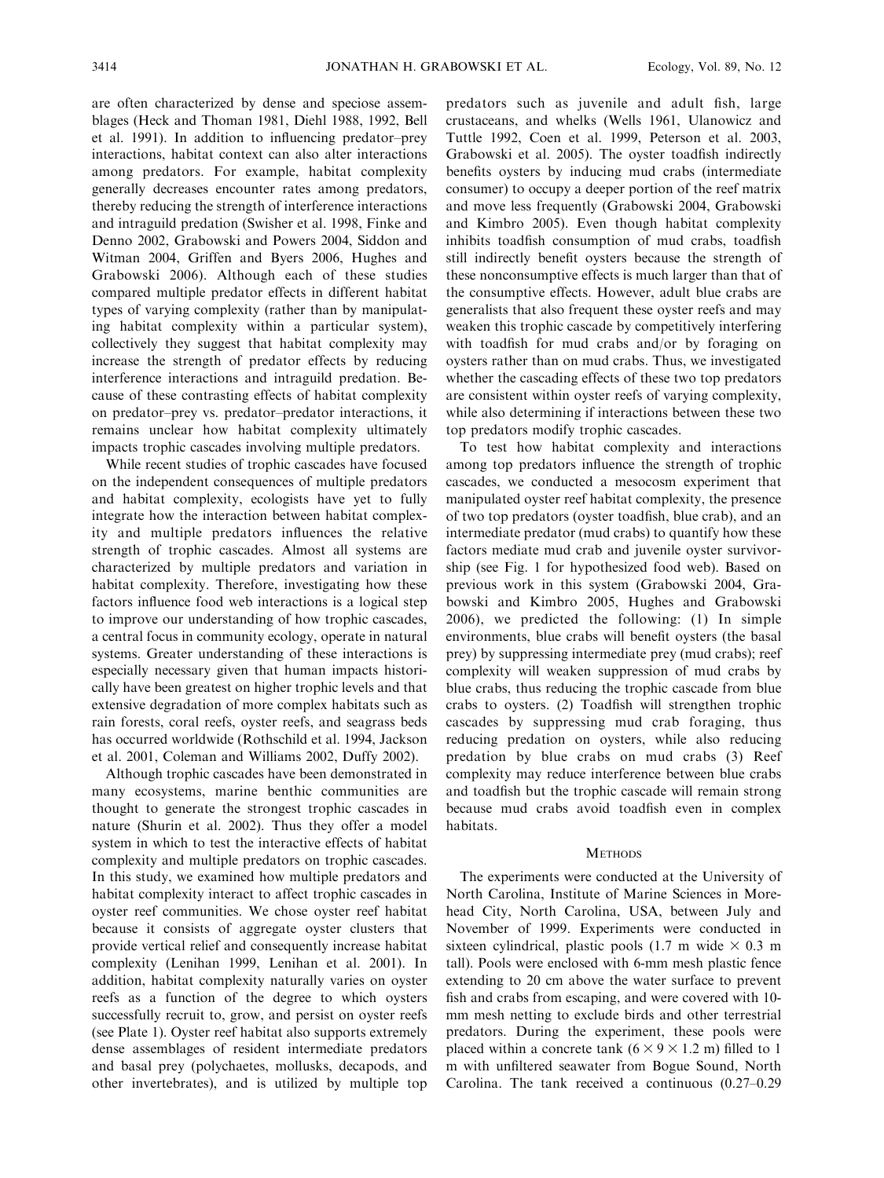are often characterized by dense and speciose assemblages (Heck and Thoman 1981, Diehl 1988, 1992, Bell et al. 1991). In addition to influencing predator–prey interactions, habitat context can also alter interactions among predators. For example, habitat complexity generally decreases encounter rates among predators, thereby reducing the strength of interference interactions and intraguild predation (Swisher et al. 1998, Finke and Denno 2002, Grabowski and Powers 2004, Siddon and Witman 2004, Griffen and Byers 2006, Hughes and Grabowski 2006). Although each of these studies compared multiple predator effects in different habitat types of varying complexity (rather than by manipulating habitat complexity within a particular system), collectively they suggest that habitat complexity may increase the strength of predator effects by reducing interference interactions and intraguild predation. Because of these contrasting effects of habitat complexity on predator–prey vs. predator–predator interactions, it remains unclear how habitat complexity ultimately impacts trophic cascades involving multiple predators.

While recent studies of trophic cascades have focused on the independent consequences of multiple predators and habitat complexity, ecologists have yet to fully integrate how the interaction between habitat complexity and multiple predators influences the relative strength of trophic cascades. Almost all systems are characterized by multiple predators and variation in habitat complexity. Therefore, investigating how these factors influence food web interactions is a logical step to improve our understanding of how trophic cascades, a central focus in community ecology, operate in natural systems. Greater understanding of these interactions is especially necessary given that human impacts historically have been greatest on higher trophic levels and that extensive degradation of more complex habitats such as rain forests, coral reefs, oyster reefs, and seagrass beds has occurred worldwide (Rothschild et al. 1994, Jackson et al. 2001, Coleman and Williams 2002, Duffy 2002).

Although trophic cascades have been demonstrated in many ecosystems, marine benthic communities are thought to generate the strongest trophic cascades in nature (Shurin et al. 2002). Thus they offer a model system in which to test the interactive effects of habitat complexity and multiple predators on trophic cascades. In this study, we examined how multiple predators and habitat complexity interact to affect trophic cascades in oyster reef communities. We chose oyster reef habitat because it consists of aggregate oyster clusters that provide vertical relief and consequently increase habitat complexity (Lenihan 1999, Lenihan et al. 2001). In addition, habitat complexity naturally varies on oyster reefs as a function of the degree to which oysters successfully recruit to, grow, and persist on oyster reefs (see Plate 1). Oyster reef habitat also supports extremely dense assemblages of resident intermediate predators and basal prey (polychaetes, mollusks, decapods, and other invertebrates), and is utilized by multiple top predators such as juvenile and adult fish, large crustaceans, and whelks (Wells 1961, Ulanowicz and Tuttle 1992, Coen et al. 1999, Peterson et al. 2003, Grabowski et al. 2005). The oyster toadfish indirectly benefits oysters by inducing mud crabs (intermediate consumer) to occupy a deeper portion of the reef matrix and move less frequently (Grabowski 2004, Grabowski and Kimbro 2005). Even though habitat complexity inhibits toadfish consumption of mud crabs, toadfish still indirectly benefit oysters because the strength of these nonconsumptive effects is much larger than that of the consumptive effects. However, adult blue crabs are generalists that also frequent these oyster reefs and may weaken this trophic cascade by competitively interfering with toadfish for mud crabs and/or by foraging on oysters rather than on mud crabs. Thus, we investigated whether the cascading effects of these two top predators are consistent within oyster reefs of varying complexity, while also determining if interactions between these two top predators modify trophic cascades.

To test how habitat complexity and interactions among top predators influence the strength of trophic cascades, we conducted a mesocosm experiment that manipulated oyster reef habitat complexity, the presence of two top predators (oyster toadfish, blue crab), and an intermediate predator (mud crabs) to quantify how these factors mediate mud crab and juvenile oyster survivorship (see Fig. 1 for hypothesized food web). Based on previous work in this system (Grabowski 2004, Grabowski and Kimbro 2005, Hughes and Grabowski 2006), we predicted the following: (1) In simple environments, blue crabs will benefit oysters (the basal prey) by suppressing intermediate prey (mud crabs); reef complexity will weaken suppression of mud crabs by blue crabs, thus reducing the trophic cascade from blue crabs to oysters. (2) Toadfish will strengthen trophic cascades by suppressing mud crab foraging, thus reducing predation on oysters, while also reducing predation by blue crabs on mud crabs (3) Reef complexity may reduce interference between blue crabs and toadfish but the trophic cascade will remain strong because mud crabs avoid toadfish even in complex habitats.

## Methods

The experiments were conducted at the University of North Carolina, Institute of Marine Sciences in Morehead City, North Carolina, USA, between July and November of 1999. Experiments were conducted in sixteen cylindrical, plastic pools (1.7 m wide × 0.3 m tall). Pools were enclosed with 6-mm mesh plastic fence extending to 20 cm above the water surface to prevent fish and crabs from escaping, and were covered with 10-mm mesh netting to exclude birds and other terrestrial predators. During the experiment, these pools were placed within a concrete tank (6 × 9 × 1.2 m) filled to 1 m with unfiltered seawater from Bogue Sound, North Carolina. The tank received a continuous (0.27–0.29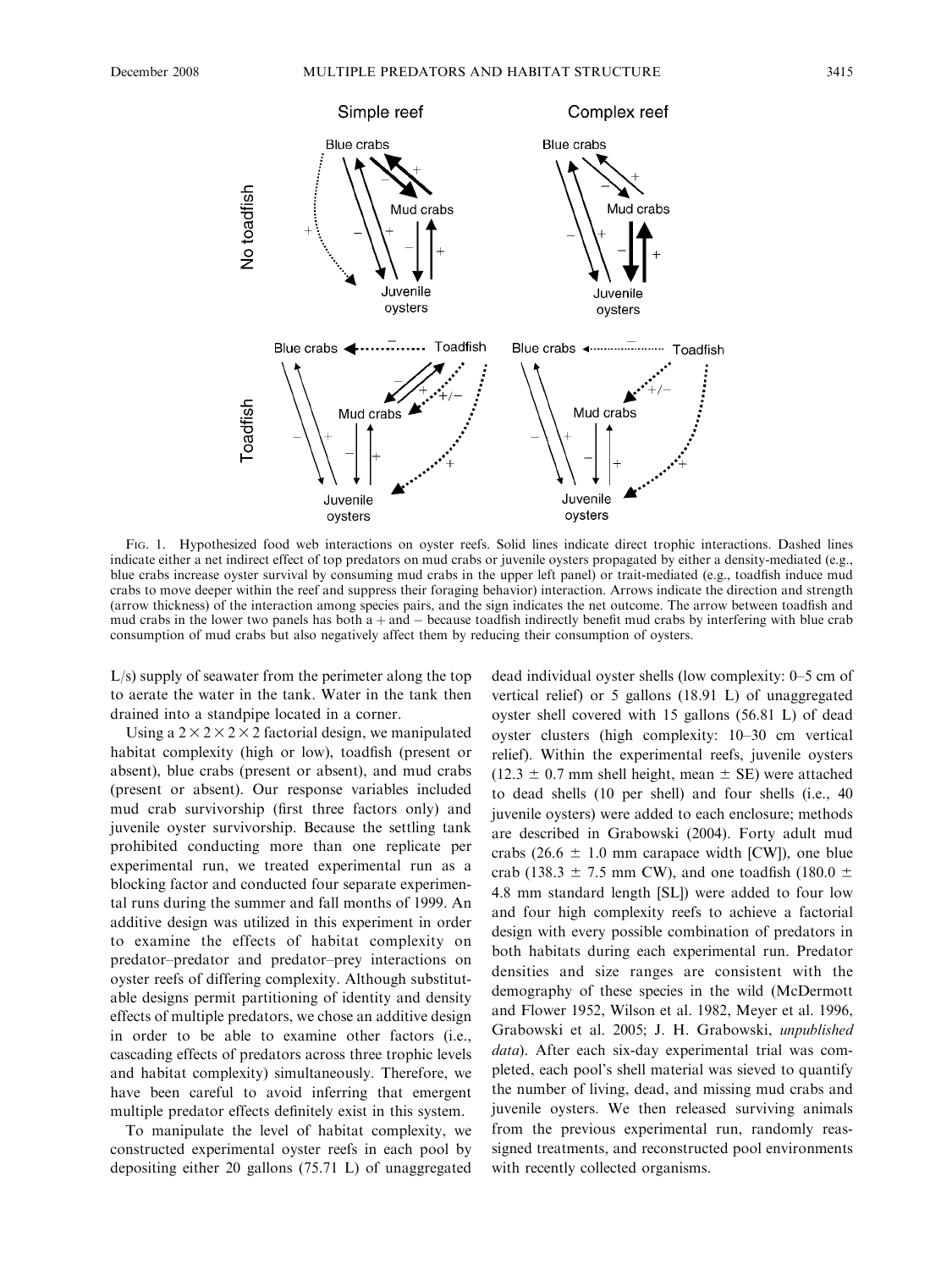Fig. 1. Hypothesized food web interactions on oyster reefs. Solid lines indicate direct trophic interactions. Dashed lines indicate either a net indirect effect of top predators on mud crabs or juvenile oysters propagated by either a density-mediated (e.g., blue crabs increase oyster survival by consuming mud crabs in the upper left panel) or trait-mediated (e.g., toadfish induce mud crabs to move deeper within the reef and suppress their foraging behavior) interaction. Arrows indicate the direction and strength (arrow thickness) of the interaction among species pairs, and the sign indicates the net outcome. The arrow between toadfish and mud crabs in the lower two panels has both a + and − because toadfish indirectly benefit mud crabs by interfering with blue crab consumption of mud crabs but also negatively affect them by reducing their consumption of oysters.

L/s) supply of seawater from the perimeter along the top to aerate the water in the tank. Water in the tank then drained into a standpipe located in a corner.

Using a 2 × 2 × 2 × 2 factorial design, we manipulated habitat complexity (high or low), toadfish (present or absent), blue crabs (present or absent), and mud crabs (present or absent). Our response variables included mud crab survivorship (first three factors only) and juvenile oyster survivorship. Because the settling tank prohibited conducting more than one replicate per experimental run, we treated experimental run as a blocking factor and conducted four separate experimental runs during the summer and fall months of 1999. An additive design was utilized in this experiment in order to examine the effects of habitat complexity on predator–predator and predator–prey interactions on oyster reefs of differing complexity. Although substitutable designs permit partitioning of identity and density effects of multiple predators, we chose an additive design in order to be able to examine other factors (i.e., cascading effects of predators across three trophic levels and habitat complexity) simultaneously. Therefore, we have been careful to avoid inferring that emergent multiple predator effects definitely exist in this system.

To manipulate the level of habitat complexity, we constructed experimental oyster reefs in each pool by depositing either 20 gallons (75.71 L) of unaggregated dead individual oyster shells (low complexity: 0–5 cm of vertical relief) or 5 gallons (18.91 L) of unaggregated oyster shell covered with 15 gallons (56.81 L) of dead oyster clusters (high complexity: 10–30 cm vertical relief). Within the experimental reefs, juvenile oysters (12.3 ± 0.7 mm shell height, mean ± SE) were attached to dead shells (10 per shell) and four shells (i.e., 40 juvenile oysters) were added to each enclosure; methods are described in Grabowski (2004). Forty adult mud crabs (26.6 ± 1.0 mm carapace width [CW]), one blue crab (138.3 ± 7.5 mm CW), and one toadfish (180.0 ± 4.8 mm standard length [SL]) were added to four low and four high complexity reefs to achieve a factorial design with every possible combination of predators in both habitats during each experimental run. Predator densities and size ranges are consistent with the demography of these species in the wild (McDermott and Flower 1952, Wilson et al. 1982, Meyer et al. 1996, Grabowski et al. 2005; J. H. Grabowski, *unpublished data*). After each six-day experimental trial was completed, each pool's shell material was sieved to quantify the number of living, dead, and missing mud crabs and juvenile oysters. We then released surviving animals from the previous experimental run, randomly reassigned treatments, and reconstructed pool environments with recently collected organisms.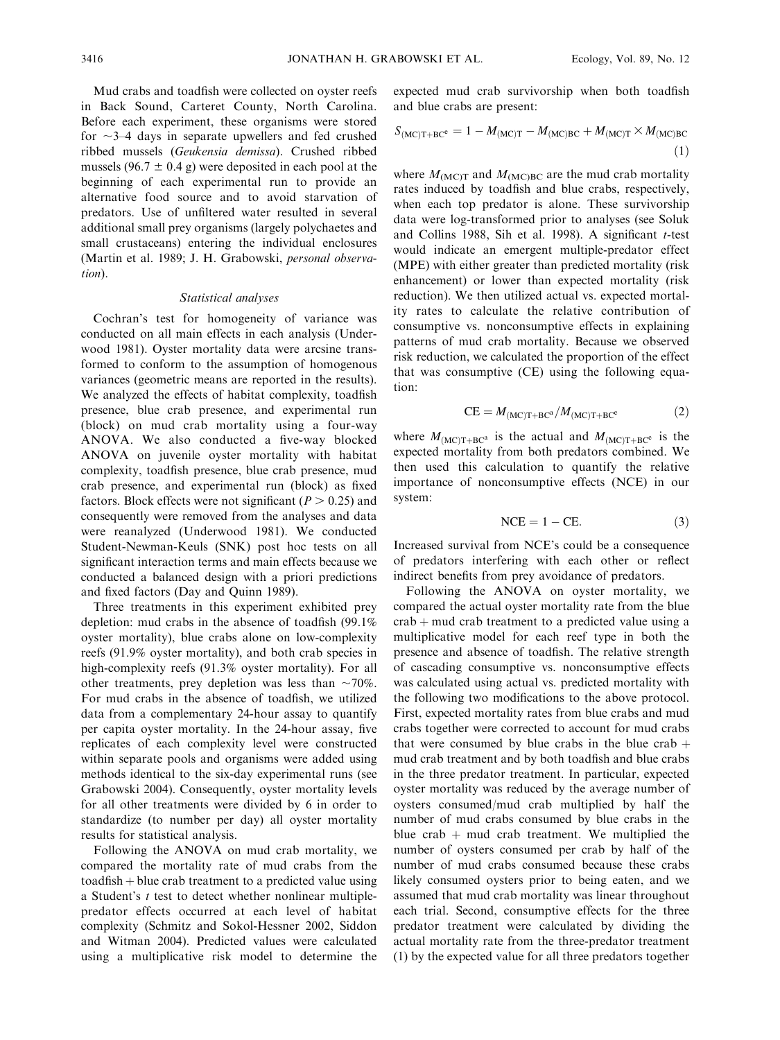Mud crabs and toadfish were collected on oyster reefs in Back Sound, Carteret County, North Carolina. Before each experiment, these organisms were stored for ~3–4 days in separate upwellers and fed crushed ribbed mussels (*Geukensia demissa*). Crushed ribbed mussels (96.7 ± 0.4 g) were deposited in each pool at the beginning of each experimental run to provide an alternative food source and to avoid starvation of predators. Use of unfiltered water resulted in several additional small prey organisms (largely polychaetes and small crustaceans) entering the individual enclosures (Martin et al. 1989; J. H. Grabowski, *personal observation*).

### Statistical analyses

Cochran's test for homogeneity of variance was conducted on all main effects in each analysis (Underwood 1981). Oyster mortality data were arcsine transformed to conform to the assumption of homogenous variances (geometric means are reported in the results). We analyzed the effects of habitat complexity, toadfish presence, blue crab presence, and experimental run (block) on mud crab mortality using a four-way ANOVA. We also conducted a five-way blocked ANOVA on juvenile oyster mortality with habitat complexity, toadfish presence, blue crab presence, mud crab presence, and experimental run (block) as fixed factors. Block effects were not significant ($P > 0.25$) and consequently were removed from the analyses and data were reanalyzed (Underwood 1981). We conducted Student-Newman-Keuls (SNK) post hoc tests on all significant interaction terms and main effects because we conducted a balanced design with a priori predictions and fixed factors (Day and Quinn 1989).

Three treatments in this experiment exhibited prey depletion: mud crabs in the absence of toadfish (99.1% oyster mortality), blue crabs alone on low-complexity reefs (91.9% oyster mortality), and both crab species in high-complexity reefs (91.3% oyster mortality). For all other treatments, prey depletion was less than ~70%. For mud crabs in the absence of toadfish, we utilized data from a complementary 24-hour assay to quantify per capita oyster mortality. In the 24-hour assay, five replicates of each complexity level were constructed within separate pools and organisms were added using methods identical to the six-day experimental runs (see Grabowski 2004). Consequently, oyster mortality levels for all other treatments were divided by 6 in order to standardize (to number per day) all oyster mortality results for statistical analysis.

Following the ANOVA on mud crab mortality, we compared the mortality rate of mud crabs from the toadfish + blue crab treatment to a predicted value using a Student's $t$ test to detect whether nonlinear multiple-predator effects occurred at each level of habitat complexity (Schmitz and Sokol-Hessner 2002, Siddon and Witman 2004). Predicted values were calculated using a multiplicative risk model to determine the expected mud crab survivorship when both toadfish and blue crabs are present:

$$S_{(MC)T+BC^e} = 1 - M_{(MC)T} - M_{(MC)BC} + M_{(MC)T} \times M_{(MC)BC} \quad (1)$$

where $M_{(MC)T}$ and $M_{(MC)BC}$ are the mud crab mortality rates induced by toadfish and blue crabs, respectively, when each top predator is alone. These survivorship data were log-transformed prior to analyses (see Soluk and Collins 1988, Sih et al. 1998). A significant $t$-test would indicate an emergent multiple-predator effect (MPE) with either greater than predicted mortality (risk enhancement) or lower than expected mortality (risk reduction). We then utilized actual vs. expected mortality rates to calculate the relative contribution of consumptive vs. nonconsumptive effects in explaining patterns of mud crab mortality. Because we observed risk reduction, we calculated the proportion of the effect that was consumptive (CE) using the following equation:

$$\text{CE} = M_{(MC)T+BC^a} / M_{(MC)T+BC^e} \quad (2)$$

where $M_{(MC)T+BC^a}$ is the actual and $M_{(MC)T+BC^e}$ is the expected mortality from both predators combined. We then used this calculation to quantify the relative importance of nonconsumptive effects (NCE) in our system:

$$\text{NCE} = 1 - \text{CE}. \quad (3)$$

Increased survival from NCE's could be a consequence of predators interfering with each other or reflect indirect benefits from prey avoidance of predators.

Following the ANOVA on oyster mortality, we compared the actual oyster mortality rate from the blue crab + mud crab treatment to a predicted value using a multiplicative model for each reef type in both the presence and absence of toadfish. The relative strength of cascading consumptive vs. nonconsumptive effects was calculated using actual vs. predicted mortality with the following two modifications to the above protocol. First, expected mortality rates from blue crabs and mud crabs together were corrected to account for mud crabs that were consumed by blue crabs in the blue crab + mud crab treatment and by both toadfish and blue crabs in the three predator treatment. In particular, expected oyster mortality was reduced by the average number of oysters consumed/mud crab multiplied by half the number of mud crabs consumed by blue crabs in the blue crab + mud crab treatment. We multiplied the number of oysters consumed per crab by half of the number of mud crabs consumed because these crabs likely consumed oysters prior to being eaten, and we assumed that mud crab mortality was linear throughout each trial. Second, consumptive effects for the three predator treatment were calculated by dividing the actual mortality rate from the three-predator treatment (1) by the expected value for all three predators together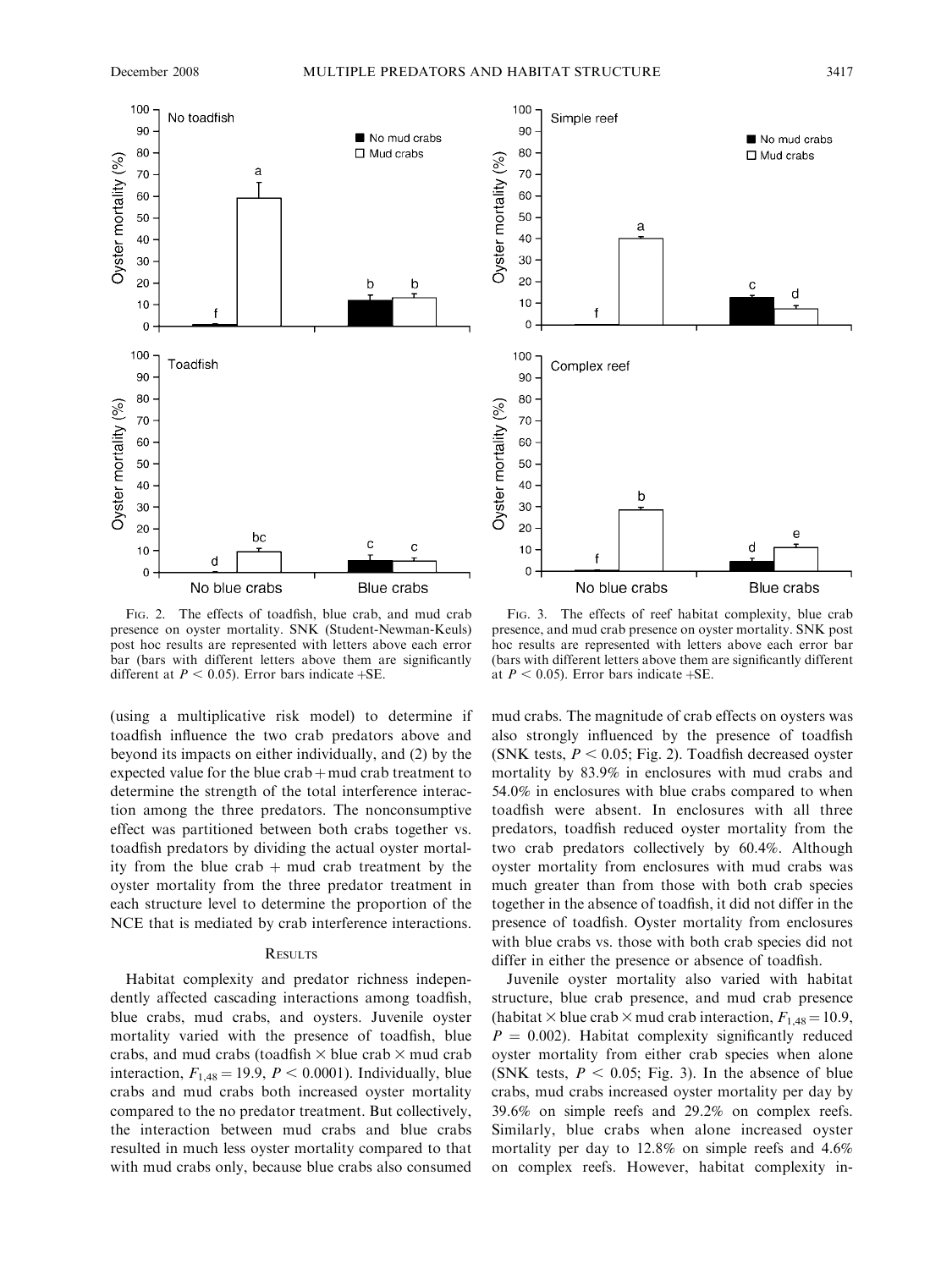FIG. 2. The effects of toadfish, blue crab, and mud crab presence on oyster mortality. SNK (Student-Newman-Keuls) post hoc results are represented with letters above each error bar (bars with different letters above them are significantly different at $P < 0.05$). Error bars indicate +SE.

FIG. 3. The effects of reef habitat complexity, blue crab presence, and mud crab presence on oyster mortality. SNK post hoc results are represented with letters above each error bar (bars with different letters above them are significantly different at $P < 0.05$). Error bars indicate +SE.

(using a multiplicative risk model) to determine if toadfish influence the two crab predators above and beyond its impacts on either individually, and (2) by the expected value for the blue crab + mud crab treatment to determine the strength of the total interference interaction among the three predators. The nonconsumptive effect was partitioned between both crabs together vs. toadfish predators by dividing the actual oyster mortality from the blue crab + mud crab treatment by the oyster mortality from the three predator treatment in each structure level to determine the proportion of the NCE that is mediated by crab interference interactions.

## RESULTS

Habitat complexity and predator richness independently affected cascading interactions among toadfish, blue crabs, mud crabs, and oysters. Juvenile oyster mortality varied with the presence of toadfish, blue crabs, and mud crabs (toadfish × blue crab × mud crab interaction, $F_{1,48} = 19.9$, $P < 0.0001$). Individually, blue crabs and mud crabs both increased oyster mortality compared to the no predator treatment. But collectively, the interaction between mud crabs and blue crabs resulted in much less oyster mortality compared to that with mud crabs only, because blue crabs also consumed mud crabs. The magnitude of crab effects on oysters was also strongly influenced by the presence of toadfish (SNK tests, $P < 0.05$; Fig. 2). Toadfish decreased oyster mortality by 83.9% in enclosures with mud crabs and 54.0% in enclosures with blue crabs compared to when toadfish were absent. In enclosures with all three predators, toadfish reduced oyster mortality from the two crab predators collectively by 60.4%. Although oyster mortality from enclosures with mud crabs was much greater than from those with both crab species together in the absence of toadfish, it did not differ in the presence of toadfish. Oyster mortality from enclosures with blue crabs vs. those with both crab species did not differ in either the presence or absence of toadfish.

Juvenile oyster mortality also varied with habitat structure, blue crab presence, and mud crab presence (habitat × blue crab × mud crab interaction, $F_{1,48} = 10.9$, $P = 0.002$). Habitat complexity significantly reduced oyster mortality from either crab species when alone (SNK tests, $P < 0.05$; Fig. 3). In the absence of blue crabs, mud crabs increased oyster mortality per day by 39.6% on simple reefs and 29.2% on complex reefs. Similarly, blue crabs when alone increased oyster mortality per day to 12.8% on simple reefs and 4.6% on complex reefs. However, habitat complexity in-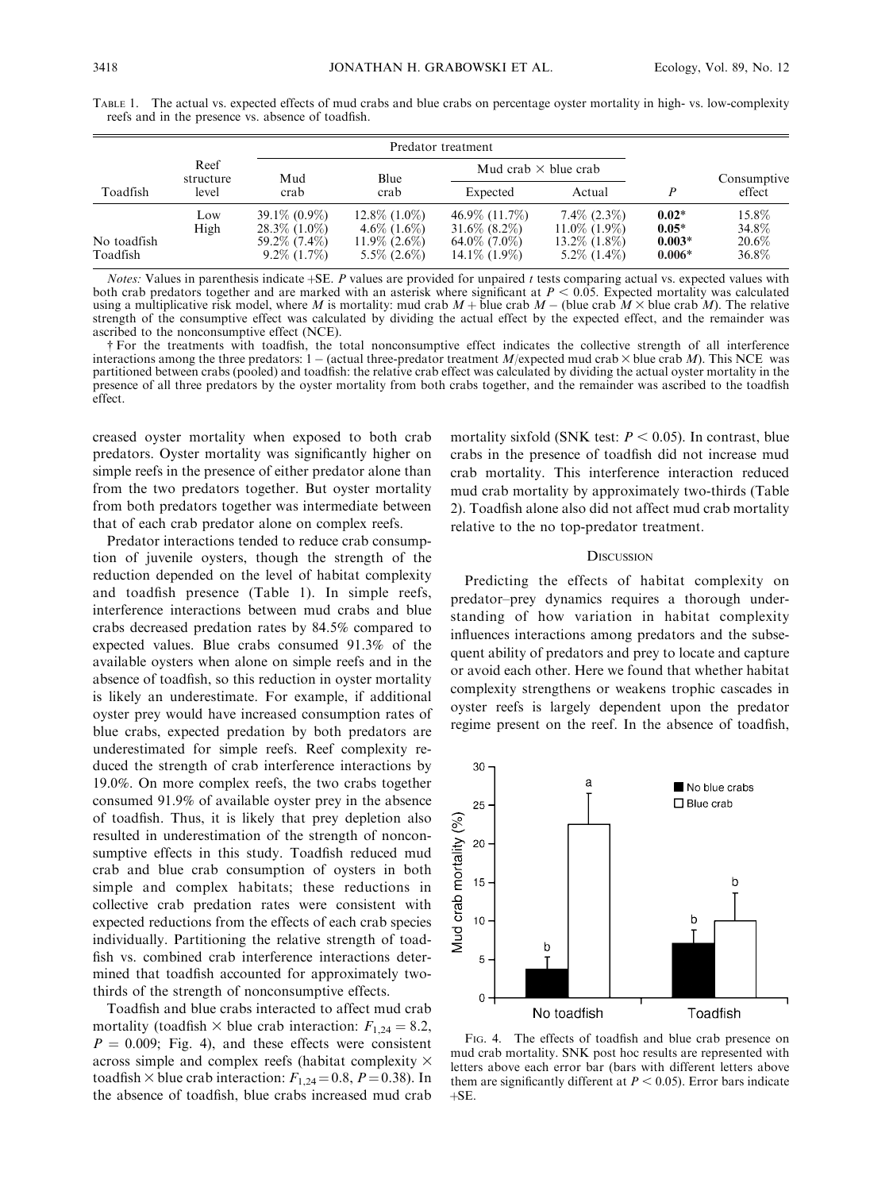TABLE 1. The actual vs. expected effects of mud crabs and blue crabs on percentage oyster mortality in high- vs. low-complexity reefs and in the presence vs. absence of toadfish.

| Toadfish | Reef structure level | Predator treatment | | | | P | Consumptive effect |
|---|---|---|---|---|---|---|---|
| | | Mud crab | Blue crab | Mud crab × blue crab | | | |
| | | | | Expected | Actual | | |
| | Low | 39.1% (0.9%) | 12.8% (1.0%) | 46.9% (11.7%) | 7.4% (2.3%) | **0.02*** | 15.8% |
| | High | 28.3% (1.0%) | 4.6% (1.6%) | 31.6% (8.2%) | 11.0% (1.9%) | **0.05*** | 34.8% |
| No toadfish | | 59.2% (7.4%) | 11.9% (2.6%) | 64.0% (7.0%) | 13.2% (1.8%) | **0.003*** | 20.6% |
| Toadfish | | 9.2% (1.7%) | 5.5% (2.6%) | 14.1% (1.9%) | 5.2% (1.4%) | **0.006*** | 36.8% |

*Notes:* Values in parenthesis indicate +SE. *P* values are provided for unpaired *t* tests comparing actual vs. expected values with both crab predators together and are marked with an asterisk where significant at $P < 0.05$. Expected mortality was calculated using a multiplicative risk model, where *M* is mortality: mud crab *M* + blue crab *M* − (blue crab *M* × blue crab *M*). The relative strength of the consumptive effect was calculated by dividing the actual effect by the expected effect, and the remainder was ascribed to the nonconsumptive effect (NCE).

† For the treatments with toadfish, the total nonconsumptive effect indicates the collective strength of all interference interactions among the three predators: 1 − (actual three-predator treatment *M*/expected mud crab × blue crab *M*). This NCE was partitioned between crabs (pooled) and toadfish: the relative crab effect was calculated by dividing the actual oyster mortality in the presence of all three predators by the oyster mortality from both crabs together, and the remainder was ascribed to the toadfish effect.

creased oyster mortality when exposed to both crab predators. Oyster mortality was significantly higher on simple reefs in the presence of either predator alone than from the two predators together. But oyster mortality from both predators together was intermediate between that of each crab predator alone on complex reefs.

Predator interactions tended to reduce crab consumption of juvenile oysters, though the strength of the reduction depended on the level of habitat complexity and toadfish presence (Table 1). In simple reefs, interference interactions between mud crabs and blue crabs decreased predation rates by 84.5% compared to expected values. Blue crabs consumed 91.3% of the available oysters when alone on simple reefs and in the absence of toadfish, so this reduction in oyster mortality is likely an underestimate. For example, if additional oyster prey would have increased consumption rates of blue crabs, expected predation by both predators are underestimated for simple reefs. Reef complexity reduced the strength of crab interference interactions by 19.0%. On more complex reefs, the two crabs together consumed 91.9% of available oyster prey in the absence of toadfish. Thus, it is likely that prey depletion also resulted in underestimation of the strength of nonconsumptive effects in this study. Toadfish reduced mud crab and blue crab consumption of oysters in both simple and complex habitats; these reductions in collective crab predation rates were consistent with expected reductions from the effects of each crab species individually. Partitioning the relative strength of toadfish vs. combined crab interference interactions determined that toadfish accounted for approximately two-thirds of the strength of nonconsumptive effects.

Toadfish and blue crabs interacted to affect mud crab mortality (toadfish × blue crab interaction: $F_{1,24} = 8.2$, $P = 0.009$; Fig. 4), and these effects were consistent across simple and complex reefs (habitat complexity × toadfish × blue crab interaction: $F_{1,24} = 0.8$, $P = 0.38$). In the absence of toadfish, blue crabs increased mud crab mortality sixfold (SNK test: $P < 0.05$). In contrast, blue crabs in the presence of toadfish did not increase mud crab mortality. This interference interaction reduced mud crab mortality by approximately two-thirds (Table 2). Toadfish alone also did not affect mud crab mortality relative to the no top-predator treatment.

## DISCUSSION

Predicting the effects of habitat complexity on predator–prey dynamics requires a thorough understanding of how variation in habitat complexity influences interactions among predators and the subsequent ability of predators and prey to locate and capture or avoid each other. Here we found that whether habitat complexity strengthens or weakens trophic cascades in oyster reefs is largely dependent upon the predator regime present on the reef. In the absence of toadfish,

FIG. 4. The effects of toadfish and blue crab presence on mud crab mortality. SNK post hoc results are represented with letters above each error bar (bars with different letters above them are significantly different at $P < 0.05$). Error bars indicate +SE.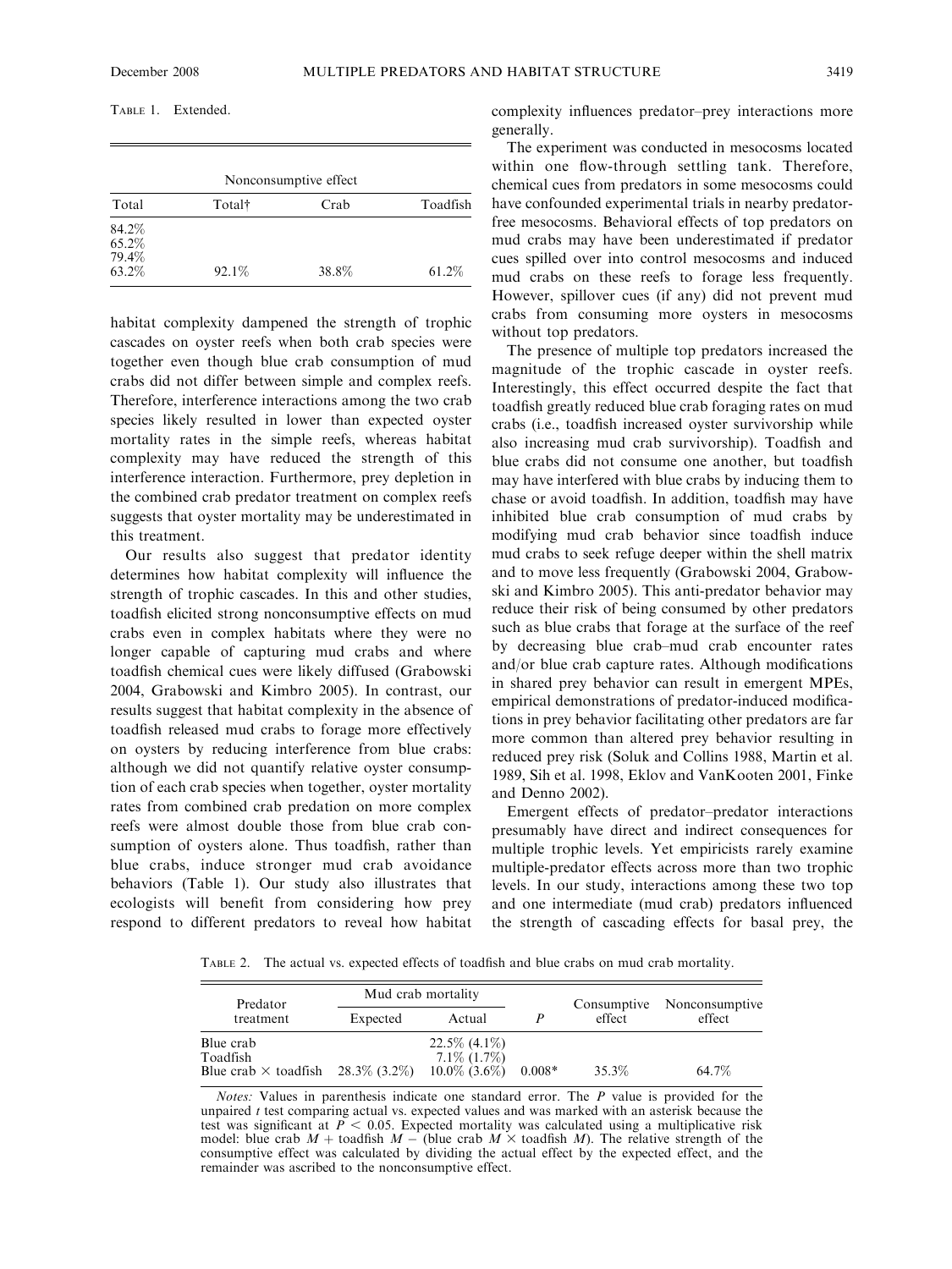TABLE 1. Extended.

| Nonconsumptive effect | | | |
|---|---|---|---|
| Total | Total† | Crab | Toadfish |
| 84.2% | | | |
| 65.2% | | | |
| 79.4% | | | |
| 63.2% | 92.1% | 38.8% | 61.2% |

habitat complexity dampened the strength of trophic cascades on oyster reefs when both crab species were together even though blue crab consumption of mud crabs did not differ between simple and complex reefs. Therefore, interference interactions among the two crab species likely resulted in lower than expected oyster mortality rates in the simple reefs, whereas habitat complexity may have reduced the strength of this interference interaction. Furthermore, prey depletion in the combined crab predator treatment on complex reefs suggests that oyster mortality may be underestimated in this treatment.

Our results also suggest that predator identity determines how habitat complexity will influence the strength of trophic cascades. In this and other studies, toadfish elicited strong nonconsumptive effects on mud crabs even in complex habitats where they were no longer capable of capturing mud crabs and where toadfish chemical cues were likely diffused (Grabowski 2004, Grabowski and Kimbro 2005). In contrast, our results suggest that habitat complexity in the absence of toadfish released mud crabs to forage more effectively on oysters by reducing interference from blue crabs: although we did not quantify relative oyster consumption of each crab species when together, oyster mortality rates from combined crab predation on more complex reefs were almost double those from blue crab consumption of oysters alone. Thus toadfish, rather than blue crabs, induce stronger mud crab avoidance behaviors (Table 1). Our study also illustrates that ecologists will benefit from considering how prey respond to different predators to reveal how habitat complexity influences predator–prey interactions more generally.

The experiment was conducted in mesocosms located within one flow-through settling tank. Therefore, chemical cues from predators in some mesocosms could have confounded experimental trials in nearby predator-free mesocosms. Behavioral effects of top predators on mud crabs may have been underestimated if predator cues spilled over into control mesocosms and induced mud crabs on these reefs to forage less frequently. However, spillover cues (if any) did not prevent mud crabs from consuming more oysters in mesocosms without top predators.

The presence of multiple top predators increased the magnitude of the trophic cascade in oyster reefs. Interestingly, this effect occurred despite the fact that toadfish greatly reduced blue crab foraging rates on mud crabs (i.e., toadfish increased oyster survivorship while also increasing mud crab survivorship). Toadfish and blue crabs did not consume one another, but toadfish may have interfered with blue crabs by inducing them to chase or avoid toadfish. In addition, toadfish may have inhibited blue crab consumption of mud crabs by modifying mud crab behavior since toadfish induce mud crabs to seek refuge deeper within the shell matrix and to move less frequently (Grabowski 2004, Grabowski and Kimbro 2005). This anti-predator behavior may reduce their risk of being consumed by other predators such as blue crabs that forage at the surface of the reef by decreasing blue crab–mud crab encounter rates and/or blue crab capture rates. Although modifications in shared prey behavior can result in emergent MPEs, empirical demonstrations of predator-induced modifications in prey behavior facilitating other predators are far more common than altered prey behavior resulting in reduced prey risk (Soluk and Collins 1988, Martin et al. 1989, Sih et al. 1998, Eklov and VanKooten 2001, Finke and Denno 2002).

Emergent effects of predator–predator interactions presumably have direct and indirect consequences for multiple trophic levels. Yet empiricists rarely examine multiple-predator effects across more than two trophic levels. In our study, interactions among these two top and one intermediate (mud crab) predators influenced the strength of cascading effects for basal prey, the

TABLE 2. The actual vs. expected effects of toadfish and blue crabs on mud crab mortality.

| Predator treatment | Mud crab mortality | | $P$ | Consumptive effect | Nonconsumptive effect |
|---|---|---|---|---|---|
| | Expected | Actual | | | |
| Blue crab | | 22.5% (4.1%) | | | |
| Toadfish | | 7.1% (1.7%) | | | |
| Blue crab × toadfish | 28.3% (3.2%) | 10.0% (3.6%) | 0.008* | 35.3% | 64.7% |

*Notes:* Values in parenthesis indicate one standard error. The $P$ value is provided for the unpaired $t$ test comparing actual vs. expected values and was marked with an asterisk because the test was significant at $P < 0.05$. Expected mortality was calculated using a multiplicative risk model: blue crab $M$ + toadfish $M$ − (blue crab $M$ × toadfish $M$). The relative strength of the consumptive effect was calculated by dividing the actual effect by the expected effect, and the remainder was ascribed to the nonconsumptive effect.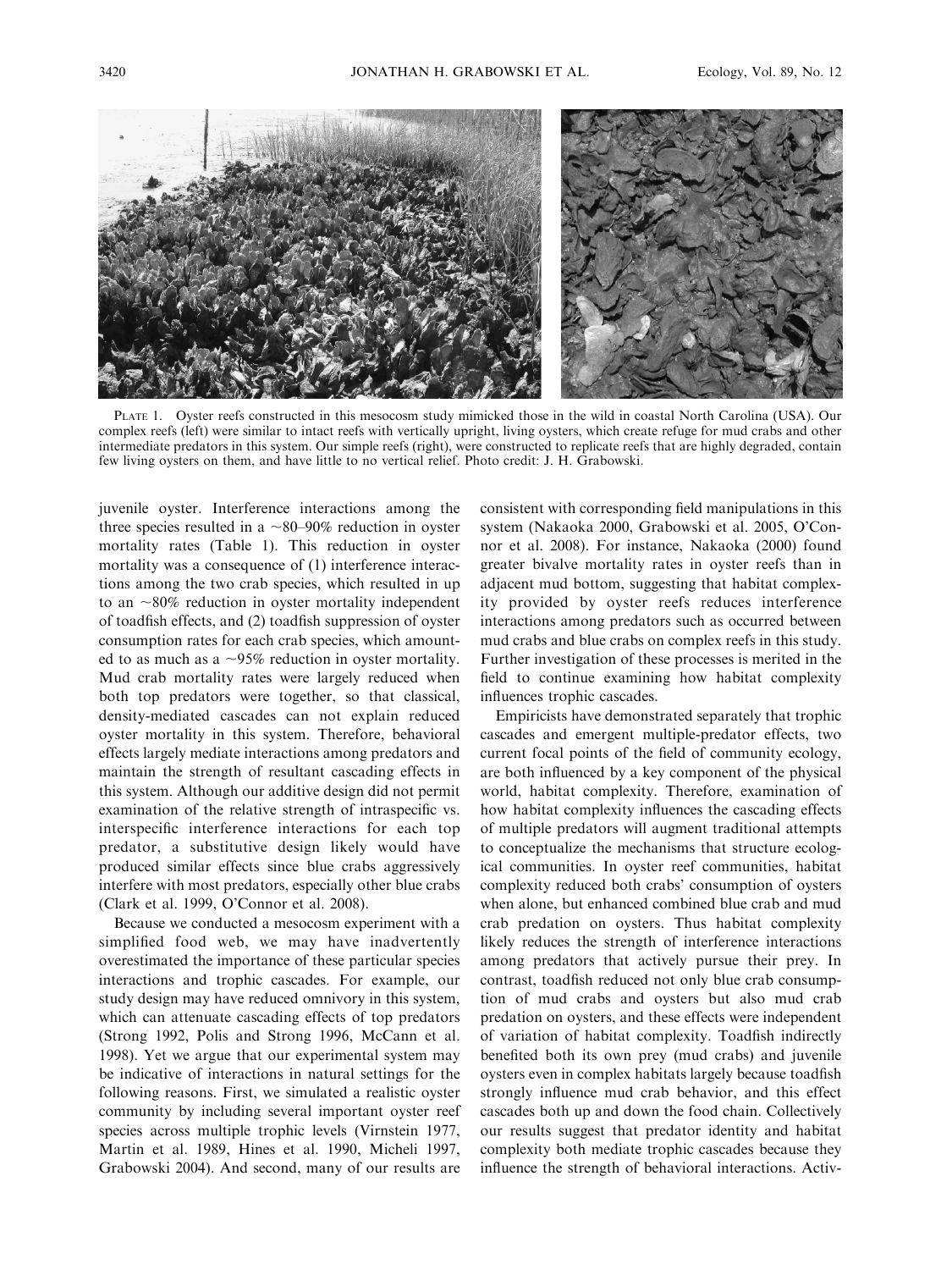PLATE 1. Oyster reefs constructed in this mesocosm study mimicked those in the wild in coastal North Carolina (USA). Our complex reefs (left) were similar to intact reefs with vertically upright, living oysters, which create refuge for mud crabs and other intermediate predators in this system. Our simple reefs (right), were constructed to replicate reefs that are highly degraded, contain few living oysters on them, and have little to no vertical relief. Photo credit: J. H. Grabowski.

juvenile oyster. Interference interactions among the three species resulted in a ~80–90% reduction in oyster mortality rates (Table 1). This reduction in oyster mortality was a consequence of (1) interference interactions among the two crab species, which resulted in up to an ~80% reduction in oyster mortality independent of toadfish effects, and (2) toadfish suppression of oyster consumption rates for each crab species, which amounted to as much as a ~95% reduction in oyster mortality. Mud crab mortality rates were largely reduced when both top predators were together, so that classical, density-mediated cascades can not explain reduced oyster mortality in this system. Therefore, behavioral effects largely mediate interactions among predators and maintain the strength of resultant cascading effects in this system. Although our additive design did not permit examination of the relative strength of intraspecific vs. interspecific interference interactions for each top predator, a substitutive design likely would have produced similar effects since blue crabs aggressively interfere with most predators, especially other blue crabs (Clark et al. 1999, O'Connor et al. 2008).

Because we conducted a mesocosm experiment with a simplified food web, we may have inadvertently overestimated the importance of these particular species interactions and trophic cascades. For example, our study design may have reduced omnivory in this system, which can attenuate cascading effects of top predators (Strong 1992, Polis and Strong 1996, McCann et al. 1998). Yet we argue that our experimental system may be indicative of interactions in natural settings for the following reasons. First, we simulated a realistic oyster community by including several important oyster reef species across multiple trophic levels (Virnstein 1977, Martin et al. 1989, Hines et al. 1990, Micheli 1997, Grabowski 2004). And second, many of our results are consistent with corresponding field manipulations in this system (Nakaoka 2000, Grabowski et al. 2005, O'Connor et al. 2008). For instance, Nakaoka (2000) found greater bivalve mortality rates in oyster reefs than in adjacent mud bottom, suggesting that habitat complexity provided by oyster reefs reduces interference interactions among predators such as occurred between mud crabs and blue crabs on complex reefs in this study. Further investigation of these processes is merited in the field to continue examining how habitat complexity influences trophic cascades.

Empiricists have demonstrated separately that trophic cascades and emergent multiple-predator effects, two current focal points of the field of community ecology, are both influenced by a key component of the physical world, habitat complexity. Therefore, examination of how habitat complexity influences the cascading effects of multiple predators will augment traditional attempts to conceptualize the mechanisms that structure ecological communities. In oyster reef communities, habitat complexity reduced both crabs' consumption of oysters when alone, but enhanced combined blue crab and mud crab predation on oysters. Thus habitat complexity likely reduces the strength of interference interactions among predators that actively pursue their prey. In contrast, toadfish reduced not only blue crab consumption of mud crabs and oysters but also mud crab predation on oysters, and these effects were independent of variation of habitat complexity. Toadfish indirectly benefited both its own prey (mud crabs) and juvenile oysters even in complex habitats largely because toadfish strongly influence mud crab behavior, and this effect cascades both up and down the food chain. Collectively our results suggest that predator identity and habitat complexity both mediate trophic cascades because they influence the strength of behavioral interactions. Activ-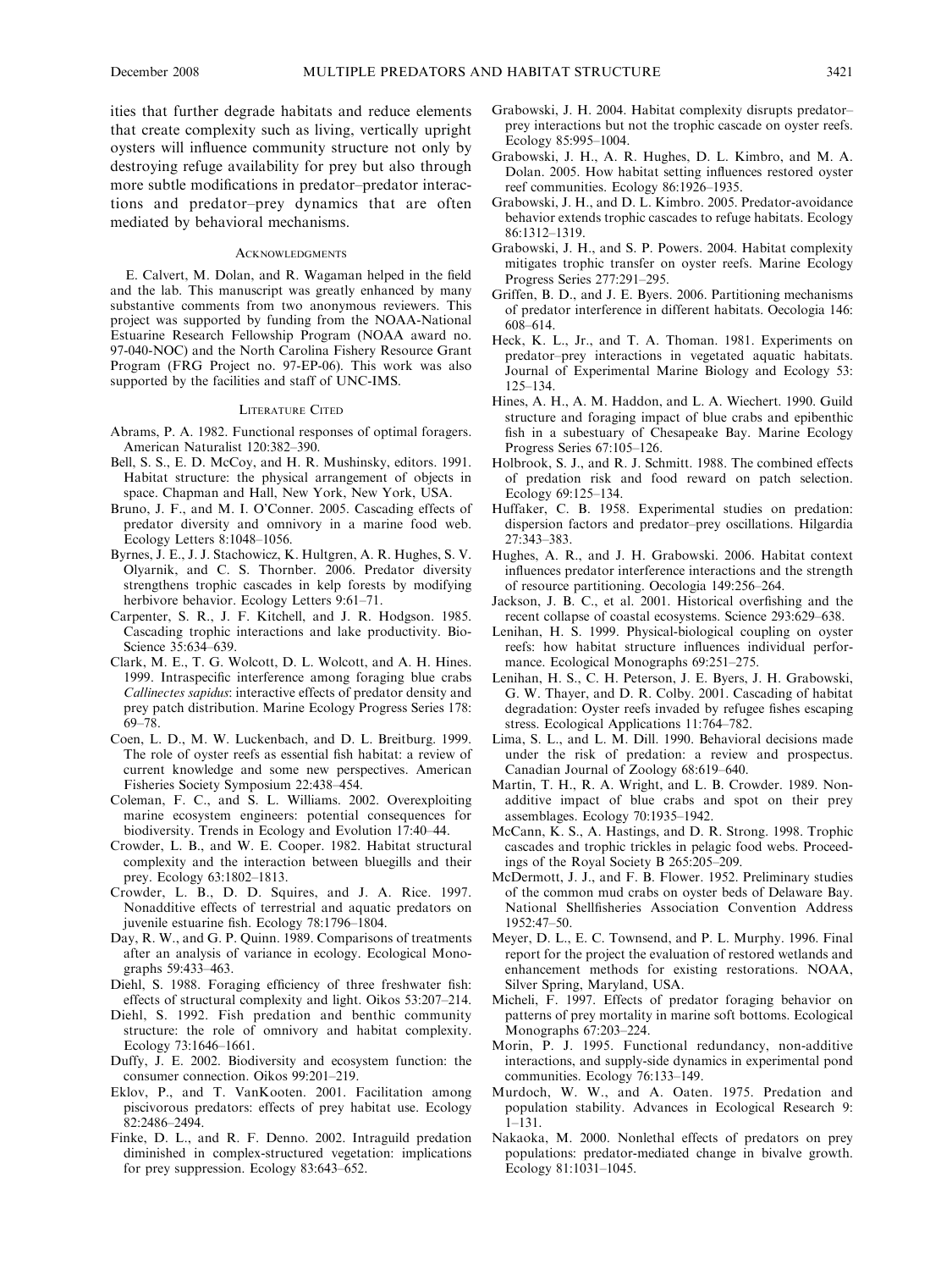ities that further degrade habitats and reduce elements that create complexity such as living, vertically upright oysters will influence community structure not only by destroying refuge availability for prey but also through more subtle modifications in predator–predator interactions and predator–prey dynamics that are often mediated by behavioral mechanisms.

## Acknowledgments

E. Calvert, M. Dolan, and R. Wagaman helped in the field and the lab. This manuscript was greatly enhanced by many substantive comments from two anonymous reviewers. This project was supported by funding from the NOAA-National Estuarine Research Fellowship Program (NOAA award no. 97-040-NOC) and the North Carolina Fishery Resource Grant Program (FRG Project no. 97-EP-06). This work was also supported by the facilities and staff of UNC-IMS.

## Literature Cited

Abrams, P. A. 1982. Functional responses of optimal foragers. American Naturalist 120:382–390.

Bell, S. S., E. D. McCoy, and H. R. Mushinsky, editors. 1991. Habitat structure: the physical arrangement of objects in space. Chapman and Hall, New York, New York, USA.

Bruno, J. F., and M. I. O'Conner. 2005. Cascading effects of predator diversity and omnivory in a marine food web. Ecology Letters 8:1048–1056.

Byrnes, J. E., J. J. Stachowicz, K. Hultgren, A. R. Hughes, S. V. Olyarnik, and C. S. Thornber. 2006. Predator diversity strengthens trophic cascades in kelp forests by modifying herbivore behavior. Ecology Letters 9:61–71.

Carpenter, S. R., J. F. Kitchell, and J. R. Hodgson. 1985. Cascading trophic interactions and lake productivity. BioScience 35:634–639.

Clark, M. E., T. G. Wolcott, D. L. Wolcott, and A. H. Hines. 1999. Intraspecific interference among foraging blue crabs *Callinectes sapidus*: interactive effects of predator density and prey patch distribution. Marine Ecology Progress Series 178: 69–78.

Coen, L. D., M. W. Luckenbach, and D. L. Breitburg. 1999. The role of oyster reefs as essential fish habitat: a review of current knowledge and some new perspectives. American Fisheries Society Symposium 22:438–454.

Coleman, F. C., and S. L. Williams. 2002. Overexploiting marine ecosystem engineers: potential consequences for biodiversity. Trends in Ecology and Evolution 17:40–44.

Crowder, L. B., and W. E. Cooper. 1982. Habitat structural complexity and the interaction between bluegills and their prey. Ecology 63:1802–1813.

Crowder, L. B., D. D. Squires, and J. A. Rice. 1997. Nonadditive effects of terrestrial and aquatic predators on juvenile estuarine fish. Ecology 78:1796–1804.

Day, R. W., and G. P. Quinn. 1989. Comparisons of treatments after an analysis of variance in ecology. Ecological Monographs 59:433–463.

Diehl, S. 1988. Foraging efficiency of three freshwater fish: effects of structural complexity and light. Oikos 53:207–214.

Diehl, S. 1992. Fish predation and benthic community structure: the role of omnivory and habitat complexity. Ecology 73:1646–1661.

Duffy, J. E. 2002. Biodiversity and ecosystem function: the consumer connection. Oikos 99:201–219.

Eklov, P., and T. VanKooten. 2001. Facilitation among piscivorous predators: effects of prey habitat use. Ecology 82:2486–2494.

Finke, D. L., and R. F. Denno. 2002. Intraguild predation diminished in complex-structured vegetation: implications for prey suppression. Ecology 83:643–652.

Grabowski, J. H. 2004. Habitat complexity disrupts predator–prey interactions but not the trophic cascade on oyster reefs. Ecology 85:995–1004.

Grabowski, J. H., A. R. Hughes, D. L. Kimbro, and M. A. Dolan. 2005. How habitat setting influences restored oyster reef communities. Ecology 86:1926–1935.

Grabowski, J. H., and D. L. Kimbro. 2005. Predator-avoidance behavior extends trophic cascades to refuge habitats. Ecology 86:1312–1319.

Grabowski, J. H., and S. P. Powers. 2004. Habitat complexity mitigates trophic transfer on oyster reefs. Marine Ecology Progress Series 277:291–295.

Griffen, B. D., and J. E. Byers. 2006. Partitioning mechanisms of predator interference in different habitats. Oecologia 146: 608–614.

Heck, K. L., Jr., and T. A. Thoman. 1981. Experiments on predator–prey interactions in vegetated aquatic habitats. Journal of Experimental Marine Biology and Ecology 53: 125–134.

Hines, A. H., A. M. Haddon, and L. A. Wiechert. 1990. Guild structure and foraging impact of blue crabs and epibenthic fish in a subestuary of Chesapeake Bay. Marine Ecology Progress Series 67:105–126.

Holbrook, S. J., and R. J. Schmitt. 1988. The combined effects of predation risk and food reward on patch selection. Ecology 69:125–134.

Huffaker, C. B. 1958. Experimental studies on predation: dispersion factors and predator–prey oscillations. Hilgardia 27:343–383.

Hughes, A. R., and J. H. Grabowski. 2006. Habitat context influences predator interference interactions and the strength of resource partitioning. Oecologia 149:256–264.

Jackson, J. B. C., et al. 2001. Historical overfishing and the recent collapse of coastal ecosystems. Science 293:629–638.

Lenihan, H. S. 1999. Physical-biological coupling on oyster reefs: how habitat structure influences individual performance. Ecological Monographs 69:251–275.

Lenihan, H. S., C. H. Peterson, J. E. Byers, J. H. Grabowski, G. W. Thayer, and D. R. Colby. 2001. Cascading of habitat degradation: Oyster reefs invaded by refugee fishes escaping stress. Ecological Applications 11:764–782.

Lima, S. L., and L. M. Dill. 1990. Behavioral decisions made under the risk of predation: a review and prospectus. Canadian Journal of Zoology 68:619–640.

Martin, T. H., R. A. Wright, and L. B. Crowder. 1989. Non-additive impact of blue crabs and spot on their prey assemblages. Ecology 70:1935–1942.

McCann, K. S., A. Hastings, and D. R. Strong. 1998. Trophic cascades and trophic trickles in pelagic food webs. Proceedings of the Royal Society B 265:205–209.

McDermott, J. J., and F. B. Flower. 1952. Preliminary studies of the common mud crabs on oyster beds of Delaware Bay. National Shellfisheries Association Convention Address 1952:47–50.

Meyer, D. L., E. C. Townsend, and P. L. Murphy. 1996. Final report for the project the evaluation of restored wetlands and enhancement methods for existing restorations. NOAA, Silver Spring, Maryland, USA.

Micheli, F. 1997. Effects of predator foraging behavior on patterns of prey mortality in marine soft bottoms. Ecological Monographs 67:203–224.

Morin, P. J. 1995. Functional redundancy, non-additive interactions, and supply-side dynamics in experimental pond communities. Ecology 76:133–149.

Murdoch, W. W., and A. Oaten. 1975. Predation and population stability. Advances in Ecological Research 9: 1–131.

Nakaoka, M. 2000. Nonlethal effects of predators on prey populations: predator-mediated change in bivalve growth. Ecology 81:1031–1045.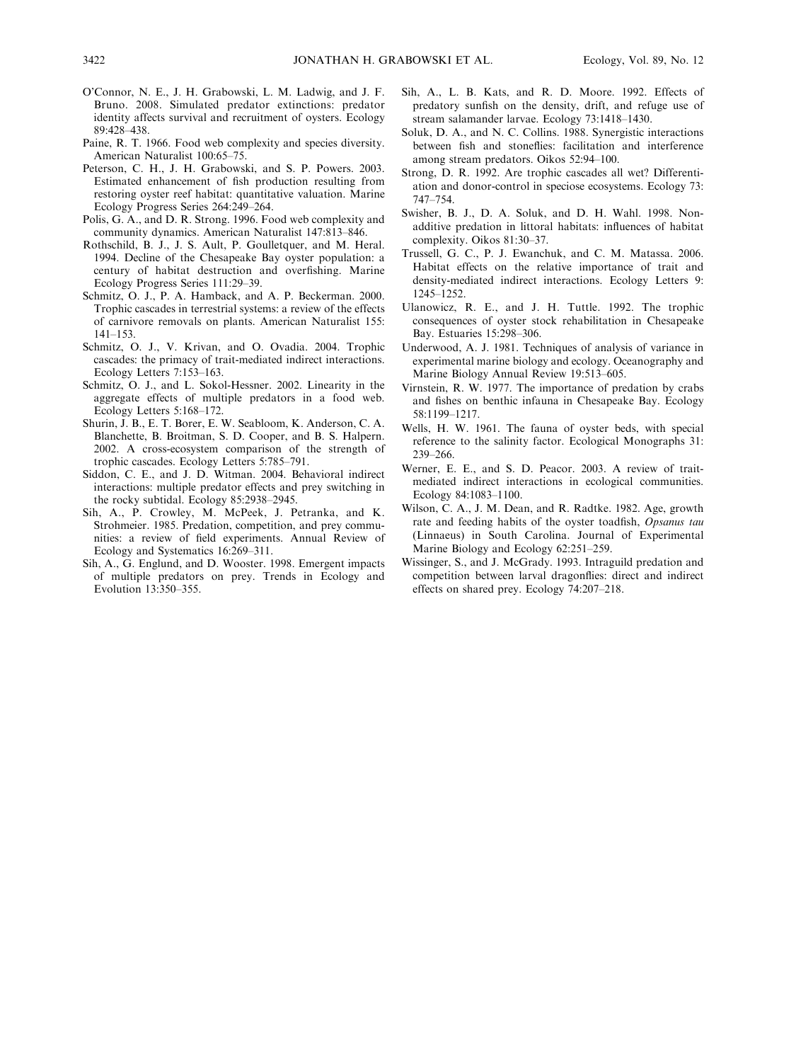O'Connor, N. E., J. H. Grabowski, L. M. Ladwig, and J. F. Bruno. 2008. Simulated predator extinctions: predator identity affects survival and recruitment of oysters. Ecology 89:428–438.

Paine, R. T. 1966. Food web complexity and species diversity. American Naturalist 100:65–75.

Peterson, C. H., J. H. Grabowski, and S. P. Powers. 2003. Estimated enhancement of fish production resulting from restoring oyster reef habitat: quantitative valuation. Marine Ecology Progress Series 264:249–264.

Polis, G. A., and D. R. Strong. 1996. Food web complexity and community dynamics. American Naturalist 147:813–846.

Rothschild, B. J., J. S. Ault, P. Goulletquer, and M. Heral. 1994. Decline of the Chesapeake Bay oyster population: a century of habitat destruction and overfishing. Marine Ecology Progress Series 111:29–39.

Schmitz, O. J., P. A. Hamback, and A. P. Beckerman. 2000. Trophic cascades in terrestrial systems: a review of the effects of carnivore removals on plants. American Naturalist 155: 141–153.

Schmitz, O. J., V. Krivan, and O. Ovadia. 2004. Trophic cascades: the primacy of trait-mediated indirect interactions. Ecology Letters 7:153–163.

Schmitz, O. J., and L. Sokol-Hessner. 2002. Linearity in the aggregate effects of multiple predators in a food web. Ecology Letters 5:168–172.

Shurin, J. B., E. T. Borer, E. W. Seabloom, K. Anderson, C. A. Blanchette, B. Broitman, S. D. Cooper, and B. S. Halpern. 2002. A cross-ecosystem comparison of the strength of trophic cascades. Ecology Letters 5:785–791.

Siddon, C. E., and J. D. Witman. 2004. Behavioral indirect interactions: multiple predator effects and prey switching in the rocky subtidal. Ecology 85:2938–2945.

Sih, A., P. Crowley, M. McPeek, J. Petranka, and K. Strohmeier. 1985. Predation, competition, and prey communities: a review of field experiments. Annual Review of Ecology and Systematics 16:269–311.

Sih, A., G. Englund, and D. Wooster. 1998. Emergent impacts of multiple predators on prey. Trends in Ecology and Evolution 13:350–355.

Sih, A., L. B. Kats, and R. D. Moore. 1992. Effects of predatory sunfish on the density, drift, and refuge use of stream salamander larvae. Ecology 73:1418–1430.

Soluk, D. A., and N. C. Collins. 1988. Synergistic interactions between fish and stoneflies: facilitation and interference among stream predators. Oikos 52:94–100.

Strong, D. R. 1992. Are trophic cascades all wet? Differentiation and donor-control in speciose ecosystems. Ecology 73: 747–754.

Swisher, B. J., D. A. Soluk, and D. H. Wahl. 1998. Non-additive predation in littoral habitats: influences of habitat complexity. Oikos 81:30–37.

Trussell, G. C., P. J. Ewanchuk, and C. M. Matassa. 2006. Habitat effects on the relative importance of trait and density-mediated indirect interactions. Ecology Letters 9: 1245–1252.

Ulanowicz, R. E., and J. H. Tuttle. 1992. The trophic consequences of oyster stock rehabilitation in Chesapeake Bay. Estuaries 15:298–306.

Underwood, A. J. 1981. Techniques of analysis of variance in experimental marine biology and ecology. Oceanography and Marine Biology Annual Review 19:513–605.

Virnstein, R. W. 1977. The importance of predation by crabs and fishes on benthic infauna in Chesapeake Bay. Ecology 58:1199–1217.

Wells, H. W. 1961. The fauna of oyster beds, with special reference to the salinity factor. Ecological Monographs 31: 239–266.

Werner, E. E., and S. D. Peacor. 2003. A review of trait-mediated indirect interactions in ecological communities. Ecology 84:1083–1100.

Wilson, C. A., J. M. Dean, and R. Radtke. 1982. Age, growth rate and feeding habits of the oyster toadfish, *Opsanus tau* (Linnaeus) in South Carolina. Journal of Experimental Marine Biology and Ecology 62:251–259.

Wissinger, S., and J. McGrady. 1993. Intraguild predation and competition between larval dragonflies: direct and indirect effects on shared prey. Ecology 74:207–218.